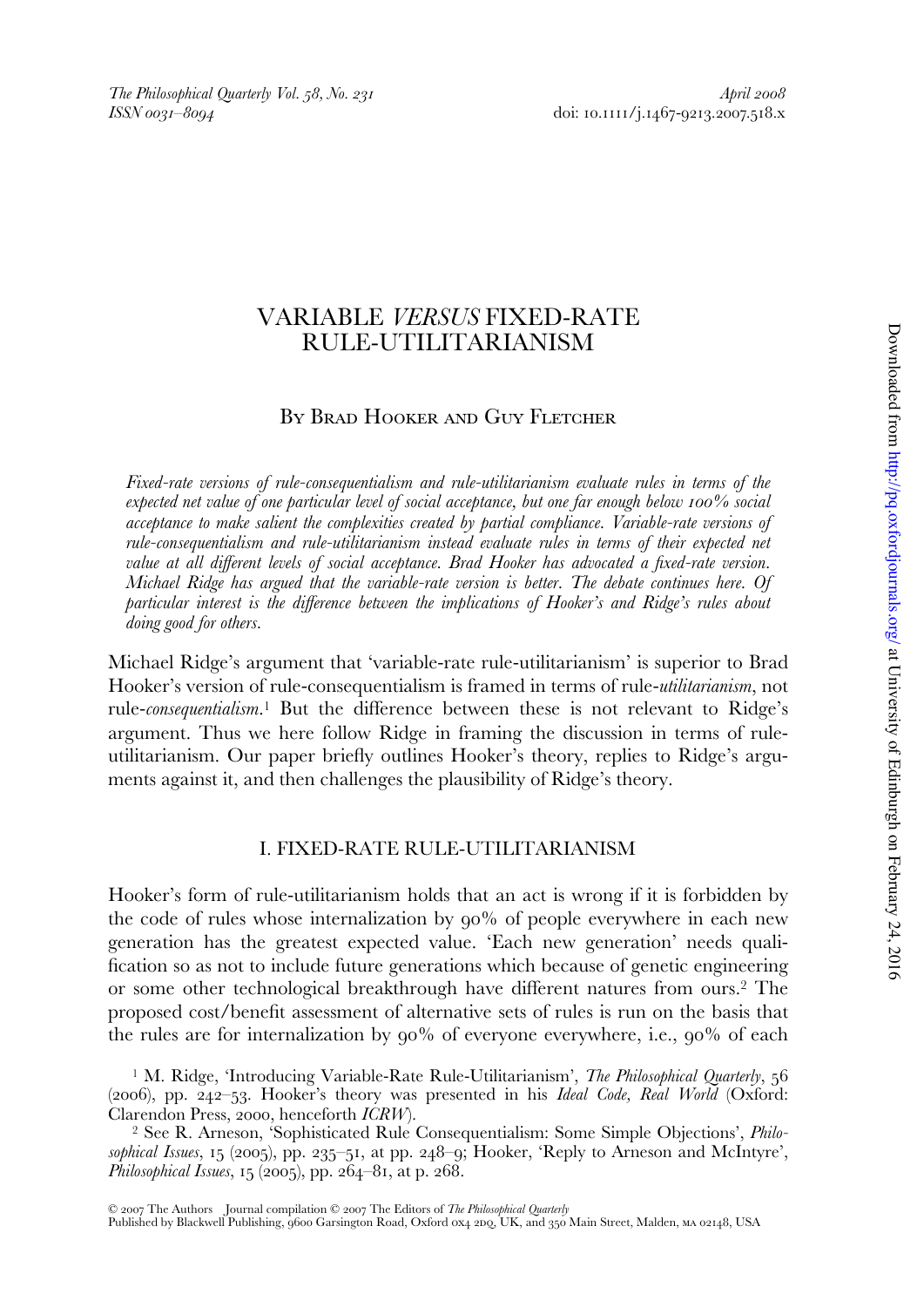# VARIABLE *VERSUS* FIXED-RATE RULE-UTILITARIANISM

By Brad Hooker and Guy Fletcher

*Fixed-rate versions of rule-consequentialism and rule-utilitarianism evaluate rules in terms of the expected net value of one particular level of social acceptance, but one far enough below 100% social acceptance to make salient the complexities created by partial compliance. Variable-rate versions of rule-consequentialism and rule-utilitarianism instead evaluate rules in terms of their expected net value at all different levels of social acceptance. Brad Hooker has advocated a fixed-rate version. Michael Ridge has argued that the variable-rate version is better. The debate continues here. Of particular interest is the difference between the implications of Hooker's and Ridge's rules about doing good for others.*

Michael Ridge's argument that 'variable-rate rule-utilitarianism' is superior to Brad Hooker's version of rule-consequentialism is framed in terms of rule-*utilitarianism*, not rule-*consequentialism*.[1] But the difference between these is not relevant to Ridge's argument. Thus we here follow Ridge in framing the discussion in terms of rule-utilitarianism. Our paper briefly outlines Hooker's theory, replies to Ridge's arguments against it, and then challenges the plausibility of Ridge's theory.

## I. FIXED-RATE RULE-UTILITARIANISM

Hooker's form of rule-utilitarianism holds that an act is wrong if it is forbidden by the code of rules whose internalization by 90% of people everywhere in each new generation has the greatest expected value. 'Each new generation' needs qualification so as not to include future generations which because of genetic engineering or some other technological breakthrough have different natures from ours.[2] The proposed cost/benefit assessment of alternative sets of rules is run on the basis that the rules are for internalization by 90% of everyone everywhere, i.e., 90% of each

[1] M. Ridge, 'Introducing Variable-Rate Rule-Utilitarianism', *The Philosophical Quarterly*, 56 (2006), pp. 242–53. Hooker's theory was presented in his *Ideal Code, Real World* (Oxford: Clarendon Press, 2000, henceforth *ICRW*).

[2] See R. Arneson, 'Sophisticated Rule Consequentialism: Some Simple Objections', *Philosophical Issues*, 15 (2005), pp. 235–51, at pp. 248–9; Hooker, 'Reply to Arneson and McIntyre', *Philosophical Issues*, 15 (2005), pp. 264–81, at p. 268.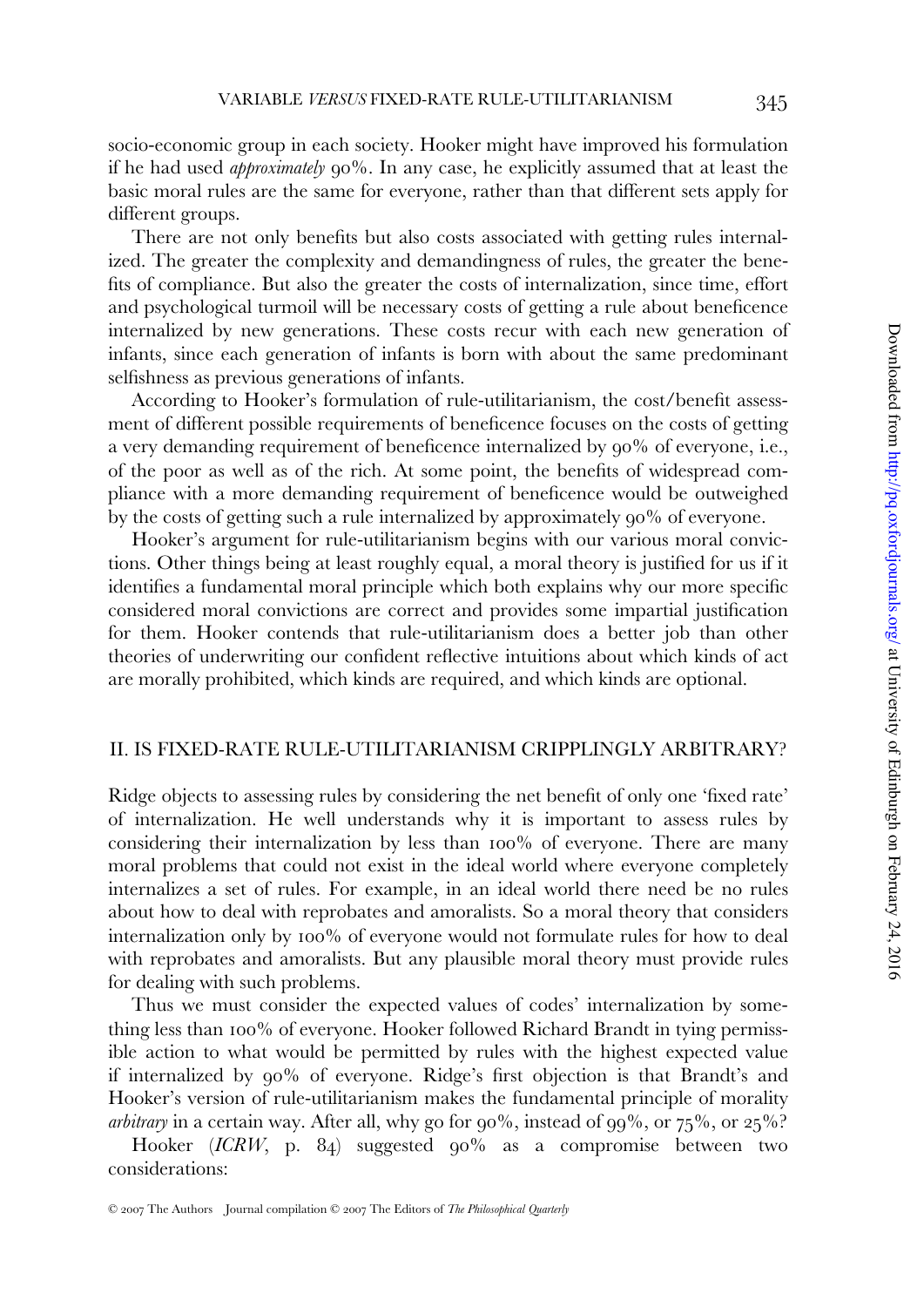socio-economic group in each society. Hooker might have improved his formulation if he had used *approximately* 90%. In any case, he explicitly assumed that at least the basic moral rules are the same for everyone, rather than that different sets apply for different groups.

There are not only benefits but also costs associated with getting rules internalized. The greater the complexity and demandingness of rules, the greater the benefits of compliance. But also the greater the costs of internalization, since time, effort and psychological turmoil will be necessary costs of getting a rule about beneficence internalized by new generations. These costs recur with each new generation of infants, since each generation of infants is born with about the same predominant selfishness as previous generations of infants.

According to Hooker's formulation of rule-utilitarianism, the cost/benefit assessment of different possible requirements of beneficence focuses on the costs of getting a very demanding requirement of beneficence internalized by 90% of everyone, i.e., of the poor as well as of the rich. At some point, the benefits of widespread compliance with a more demanding requirement of beneficence would be outweighed by the costs of getting such a rule internalized by approximately 90% of everyone.

Hooker's argument for rule-utilitarianism begins with our various moral convictions. Other things being at least roughly equal, a moral theory is justified for us if it identifies a fundamental moral principle which both explains why our more specific considered moral convictions are correct and provides some impartial justification for them. Hooker contends that rule-utilitarianism does a better job than other theories of underwriting our confident reflective intuitions about which kinds of act are morally prohibited, which kinds are required, and which kinds are optional.

## II. IS FIXED-RATE RULE-UTILITARIANISM CRIPPLINGLY ARBITRARY?

Ridge objects to assessing rules by considering the net benefit of only one 'fixed rate' of internalization. He well understands why it is important to assess rules by considering their internalization by less than 100% of everyone. There are many moral problems that could not exist in the ideal world where everyone completely internalizes a set of rules. For example, in an ideal world there need be no rules about how to deal with reprobates and amoralists. So a moral theory that considers internalization only by 100% of everyone would not formulate rules for how to deal with reprobates and amoralists. But any plausible moral theory must provide rules for dealing with such problems.

Thus we must consider the expected values of codes' internalization by something less than 100% of everyone. Hooker followed Richard Brandt in tying permissible action to what would be permitted by rules with the highest expected value if internalized by 90% of everyone. Ridge's first objection is that Brandt's and Hooker's version of rule-utilitarianism makes the fundamental principle of morality *arbitrary* in a certain way. After all, why go for 90%, instead of 99%, or 75%, or 25%?

Hooker (*ICRW*, p. 84) suggested 90% as a compromise between two considerations: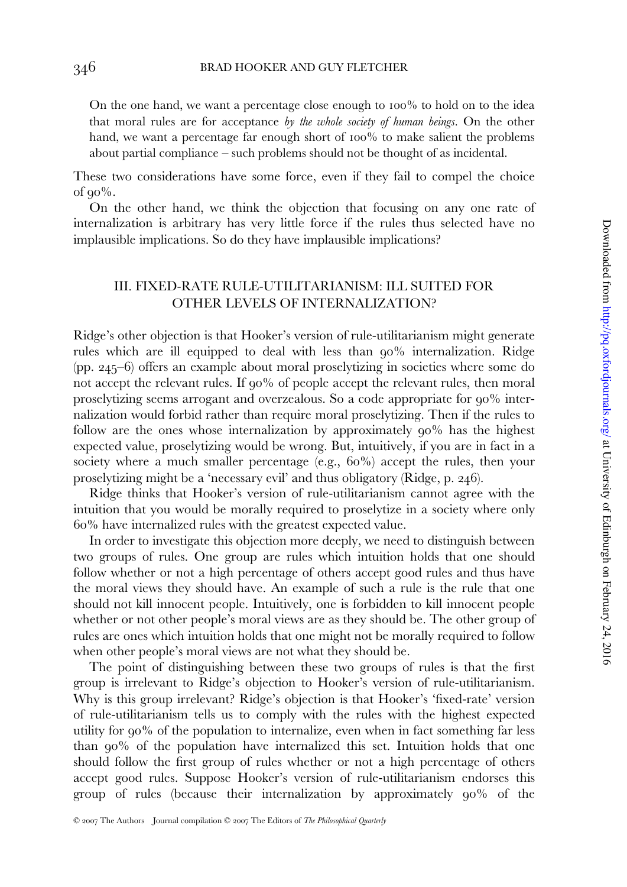On the one hand, we want a percentage close enough to 100% to hold on to the idea that moral rules are for acceptance *by the whole society of human beings*. On the other hand, we want a percentage far enough short of 100% to make salient the problems about partial compliance – such problems should not be thought of as incidental.

These two considerations have some force, even if they fail to compel the choice of 90%.

On the other hand, we think the objection that focusing on any one rate of internalization is arbitrary has very little force if the rules thus selected have no implausible implications. So do they have implausible implications?

## III. FIXED-RATE RULE-UTILITARIANISM: ILL SUITED FOR OTHER LEVELS OF INTERNALIZATION?

Ridge's other objection is that Hooker's version of rule-utilitarianism might generate rules which are ill equipped to deal with less than 90% internalization. Ridge (pp. 245–6) offers an example about moral proselytizing in societies where some do not accept the relevant rules. If 90% of people accept the relevant rules, then moral proselytizing seems arrogant and overzealous. So a code appropriate for 90% internalization would forbid rather than require moral proselytizing. Then if the rules to follow are the ones whose internalization by approximately 90% has the highest expected value, proselytizing would be wrong. But, intuitively, if you are in fact in a society where a much smaller percentage (e.g., 60%) accept the rules, then your proselytizing might be a 'necessary evil' and thus obligatory (Ridge, p. 246).

Ridge thinks that Hooker's version of rule-utilitarianism cannot agree with the intuition that you would be morally required to proselytize in a society where only 60% have internalized rules with the greatest expected value.

In order to investigate this objection more deeply, we need to distinguish between two groups of rules. One group are rules which intuition holds that one should follow whether or not a high percentage of others accept good rules and thus have the moral views they should have. An example of such a rule is the rule that one should not kill innocent people. Intuitively, one is forbidden to kill innocent people whether or not other people's moral views are as they should be. The other group of rules are ones which intuition holds that one might not be morally required to follow when other people's moral views are not what they should be.

The point of distinguishing between these two groups of rules is that the first group is irrelevant to Ridge's objection to Hooker's version of rule-utilitarianism. Why is this group irrelevant? Ridge's objection is that Hooker's 'fixed-rate' version of rule-utilitarianism tells us to comply with the rules with the highest expected utility for 90% of the population to internalize, even when in fact something far less than 90% of the population have internalized this set. Intuition holds that one should follow the first group of rules whether or not a high percentage of others accept good rules. Suppose Hooker's version of rule-utilitarianism endorses this group of rules (because their internalization by approximately 90% of the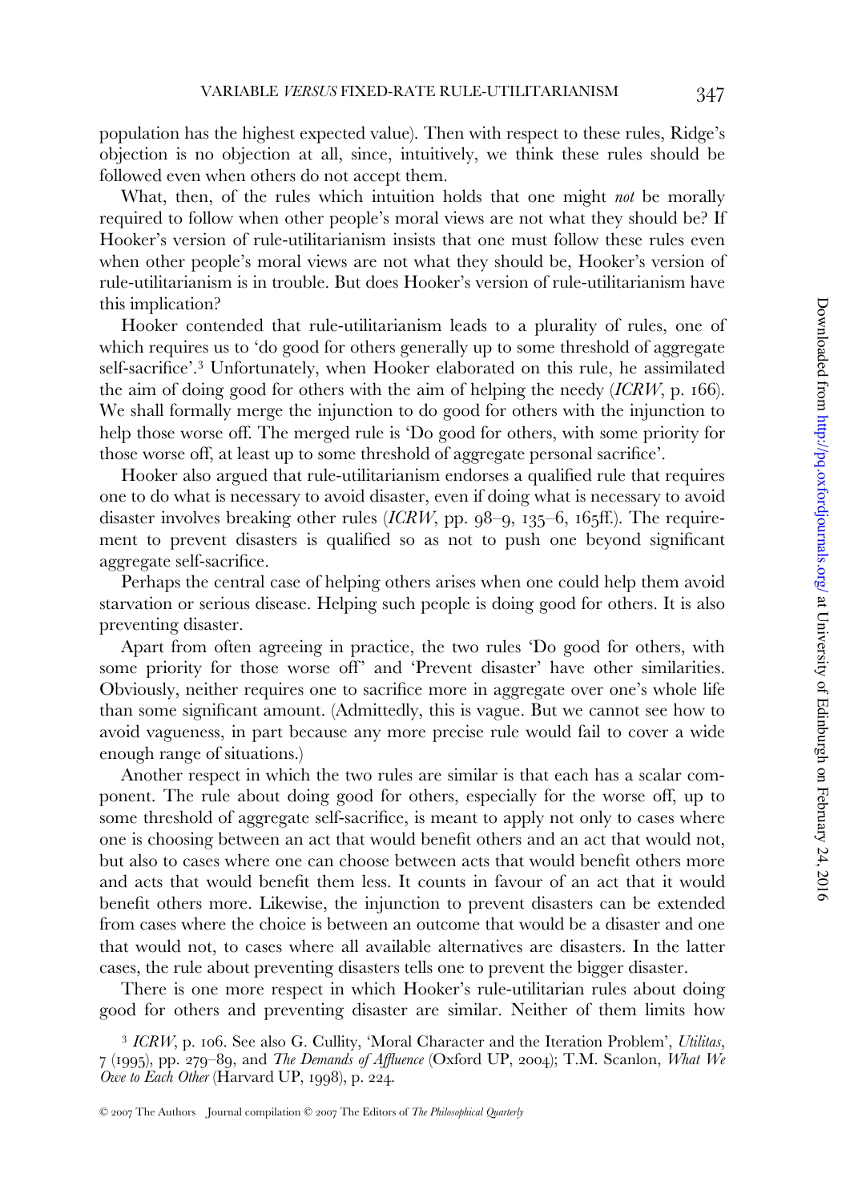population has the highest expected value). Then with respect to these rules, Ridge's objection is no objection at all, since, intuitively, we think these rules should be followed even when others do not accept them.

What, then, of the rules which intuition holds that one might *not* be morally required to follow when other people's moral views are not what they should be? If Hooker's version of rule-utilitarianism insists that one must follow these rules even when other people's moral views are not what they should be, Hooker's version of rule-utilitarianism is in trouble. But does Hooker's version of rule-utilitarianism have this implication?

Hooker contended that rule-utilitarianism leads to a plurality of rules, one of which requires us to 'do good for others generally up to some threshold of aggregate self-sacrifice'.[3] Unfortunately, when Hooker elaborated on this rule, he assimilated the aim of doing good for others with the aim of helping the needy (*ICRW*, p. 166). We shall formally merge the injunction to do good for others with the injunction to help those worse off. The merged rule is 'Do good for others, with some priority for those worse off, at least up to some threshold of aggregate personal sacrifice'.

Hooker also argued that rule-utilitarianism endorses a qualified rule that requires one to do what is necessary to avoid disaster, even if doing what is necessary to avoid disaster involves breaking other rules (*ICRW*, pp. 98–9, 135–6, 165ff.). The requirement to prevent disasters is qualified so as not to push one beyond significant aggregate self-sacrifice.

Perhaps the central case of helping others arises when one could help them avoid starvation or serious disease. Helping such people is doing good for others. It is also preventing disaster.

Apart from often agreeing in practice, the two rules 'Do good for others, with some priority for those worse off" and 'Prevent disaster' have other similarities. Obviously, neither requires one to sacrifice more in aggregate over one's whole life than some significant amount. (Admittedly, this is vague. But we cannot see how to avoid vagueness, in part because any more precise rule would fail to cover a wide enough range of situations.)

Another respect in which the two rules are similar is that each has a scalar component. The rule about doing good for others, especially for the worse off, up to some threshold of aggregate self-sacrifice, is meant to apply not only to cases where one is choosing between an act that would benefit others and an act that would not, but also to cases where one can choose between acts that would benefit others more and acts that would benefit them less. It counts in favour of an act that it would benefit others more. Likewise, the injunction to prevent disasters can be extended from cases where the choice is between an outcome that would be a disaster and one that would not, to cases where all available alternatives are disasters. In the latter cases, the rule about preventing disasters tells one to prevent the bigger disaster.

There is one more respect in which Hooker's rule-utilitarian rules about doing good for others and preventing disaster are similar. Neither of them limits how

[3] *ICRW*, p. 106. See also G. Cullity, 'Moral Character and the Iteration Problem', *Utilitas*, 7 (1995), pp. 279–89, and *The Demands of Affluence* (Oxford UP, 2004); T.M. Scanlon, *What We Owe to Each Other* (Harvard UP, 1998), p. 224.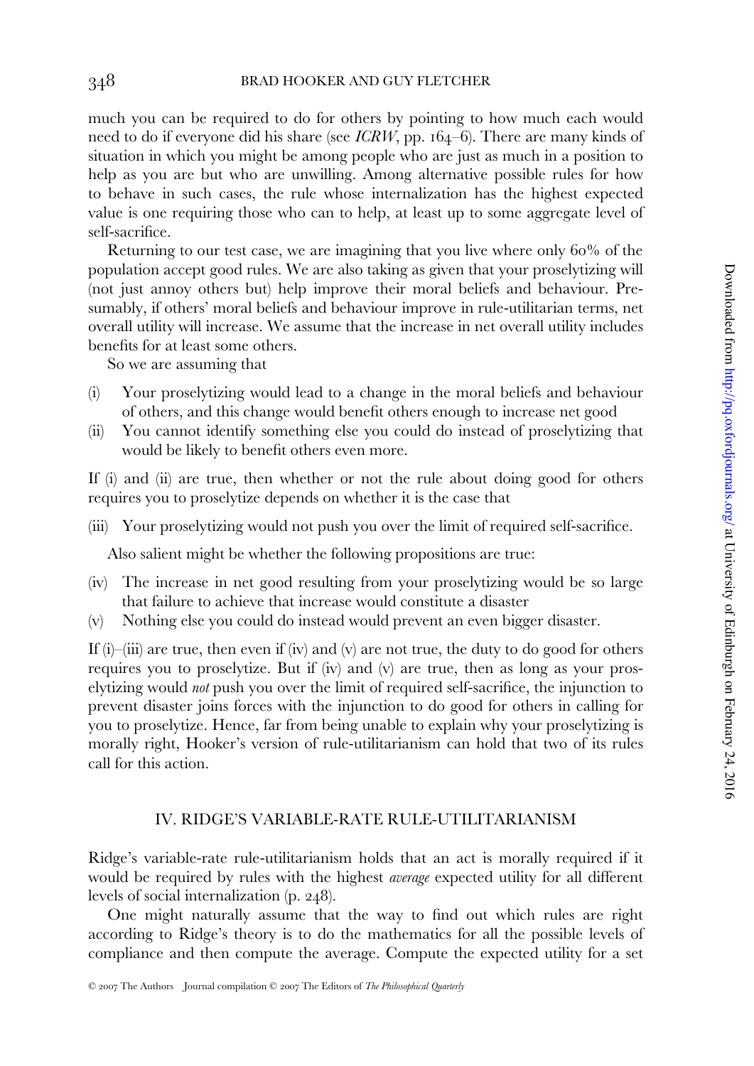much you can be required to do for others by pointing to how much each would need to do if everyone did his share (see *ICRW*, pp. 164–6). There are many kinds of situation in which you might be among people who are just as much in a position to help as you are but who are unwilling. Among alternative possible rules for how to behave in such cases, the rule whose internalization has the highest expected value is one requiring those who can to help, at least up to some aggregate level of self-sacrifice.

Returning to our test case, we are imagining that you live where only 60% of the population accept good rules. We are also taking as given that your proselytizing will (not just annoy others but) help improve their moral beliefs and behaviour. Presumably, if others' moral beliefs and behaviour improve in rule-utilitarian terms, net overall utility will increase. We assume that the increase in net overall utility includes benefits for at least some others.

So we are assuming that

(i) Your proselytizing would lead to a change in the moral beliefs and behaviour of others, and this change would benefit others enough to increase net good
(ii) You cannot identify something else you could do instead of proselytizing that would be likely to benefit others even more.

If (i) and (ii) are true, then whether or not the rule about doing good for others requires you to proselytize depends on whether it is the case that

(iii) Your proselytizing would not push you over the limit of required self-sacrifice.

Also salient might be whether the following propositions are true:

(iv) The increase in net good resulting from your proselytizing would be so large that failure to achieve that increase would constitute a disaster
(v) Nothing else you could do instead would prevent an even bigger disaster.

If (i)–(iii) are true, then even if (iv) and (v) are not true, the duty to do good for others requires you to proselytize. But if (iv) and (v) are true, then as long as your proselytizing would *not* push you over the limit of required self-sacrifice, the injunction to prevent disaster joins forces with the injunction to do good for others in calling for you to proselytize. Hence, far from being unable to explain why your proselytizing is morally right, Hooker's version of rule-utilitarianism can hold that two of its rules call for this action.

## IV. RIDGE'S VARIABLE-RATE RULE-UTILITARIANISM

Ridge's variable-rate rule-utilitarianism holds that an act is morally required if it would be required by rules with the highest *average* expected utility for all different levels of social internalization (p. 248).

One might naturally assume that the way to find out which rules are right according to Ridge's theory is to do the mathematics for all the possible levels of compliance and then compute the average. Compute the expected utility for a set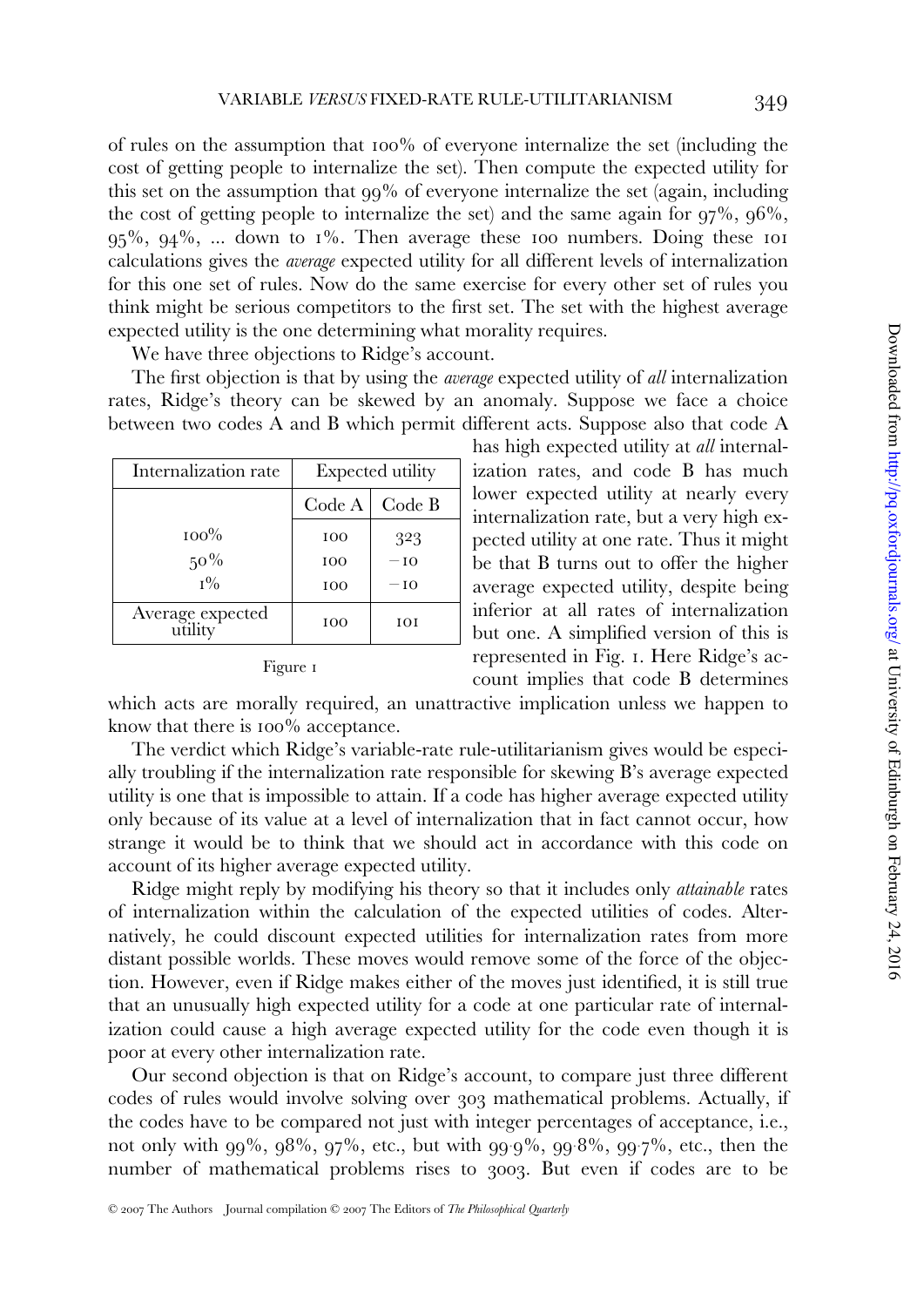of rules on the assumption that 100% of everyone internalize the set (including the cost of getting people to internalize the set). Then compute the expected utility for this set on the assumption that 99% of everyone internalize the set (again, including the cost of getting people to internalize the set) and the same again for 97%, 96%, 95%, 94%, ... down to 1%. Then average these 100 numbers. Doing these 101 calculations gives the *average* expected utility for all different levels of internalization for this one set of rules. Now do the same exercise for every other set of rules you think might be serious competitors to the first set. The set with the highest average expected utility is the one determining what morality requires.

We have three objections to Ridge's account.

The first objection is that by using the *average* expected utility of *all* internalization rates, Ridge's theory can be skewed by an anomaly. Suppose we face a choice between two codes A and B which permit different acts. Suppose also that code A has high expected utility at *all* internalization rates, and code B has much lower expected utility at nearly every internalization rate, but a very high expected utility at one rate. Thus it might be that B turns out to offer the higher average expected utility, despite being inferior at all rates of internalization but one. A simplified version of this is represented in Fig. 1. Here Ridge's account implies that code B determines which acts are morally required, an unattractive implication unless we happen to know that there is 100% acceptance.

| Internalization rate | Expected utility | |
|---|---|---|
| | Code A | Code B |
| 100% | 100 | 323 |
| 50% | 100 | −10 |
| 1% | 100 | −10 |
| Average expected utility | 100 | 101 |

Figure 1

The verdict which Ridge's variable-rate rule-utilitarianism gives would be especially troubling if the internalization rate responsible for skewing B's average expected utility is one that is impossible to attain. If a code has higher average expected utility only because of its value at a level of internalization that in fact cannot occur, how strange it would be to think that we should act in accordance with this code on account of its higher average expected utility.

Ridge might reply by modifying his theory so that it includes only *attainable* rates of internalization within the calculation of the expected utilities of codes. Alternatively, he could discount expected utilities for internalization rates from more distant possible worlds. These moves would remove some of the force of the objection. However, even if Ridge makes either of the moves just identified, it is still true that an unusually high expected utility for a code at one particular rate of internalization could cause a high average expected utility for the code even though it is poor at every other internalization rate.

Our second objection is that on Ridge's account, to compare just three different codes of rules would involve solving over 303 mathematical problems. Actually, if the codes have to be compared not just with integer percentages of acceptance, i.e., not only with 99%, 98%, 97%, etc., but with 99.9%, 99.8%, 99.7%, etc., then the number of mathematical problems rises to 3003. But even if codes are to be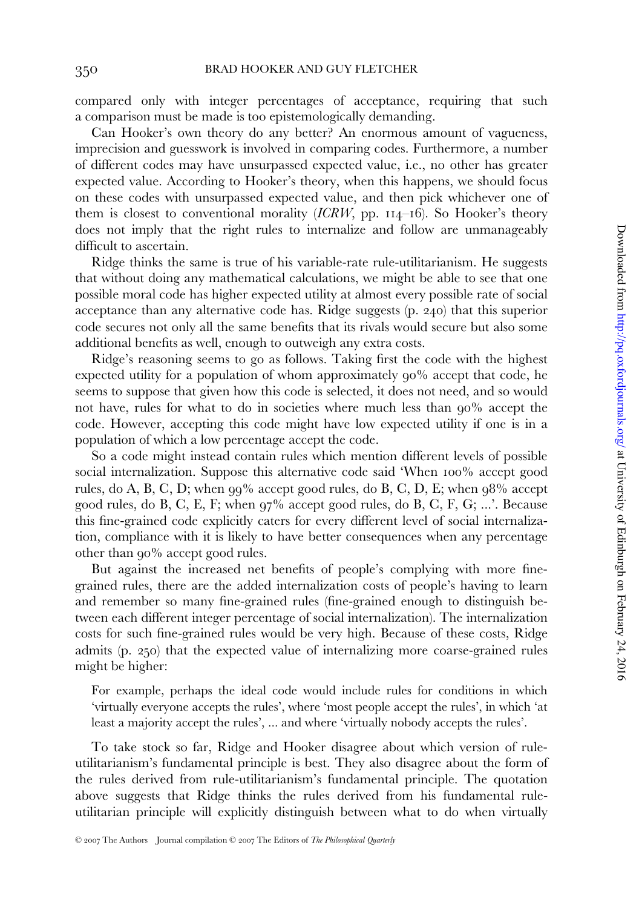compared only with integer percentages of acceptance, requiring that such a comparison must be made is too epistemologically demanding.

Can Hooker's own theory do any better? An enormous amount of vagueness, imprecision and guesswork is involved in comparing codes. Furthermore, a number of different codes may have unsurpassed expected value, i.e., no other has greater expected value. According to Hooker's theory, when this happens, we should focus on these codes with unsurpassed expected value, and then pick whichever one of them is closest to conventional morality (*ICRW*, pp. 114–16). So Hooker's theory does not imply that the right rules to internalize and follow are unmanageably difficult to ascertain.

Ridge thinks the same is true of his variable-rate rule-utilitarianism. He suggests that without doing any mathematical calculations, we might be able to see that one possible moral code has higher expected utility at almost every possible rate of social acceptance than any alternative code has. Ridge suggests (p. 240) that this superior code secures not only all the same benefits that its rivals would secure but also some additional benefits as well, enough to outweigh any extra costs.

Ridge's reasoning seems to go as follows. Taking first the code with the highest expected utility for a population of whom approximately 90% accept that code, he seems to suppose that given how this code is selected, it does not need, and so would not have, rules for what to do in societies where much less than 90% accept the code. However, accepting this code might have low expected utility if one is in a population of which a low percentage accept the code.

So a code might instead contain rules which mention different levels of possible social internalization. Suppose this alternative code said 'When 100% accept good rules, do A, B, C, D; when 99% accept good rules, do B, C, D, E; when 98% accept good rules, do B, C, E, F; when 97% accept good rules, do B, C, F, G; ...'. Because this fine-grained code explicitly caters for every different level of social internalization, compliance with it is likely to have better consequences when any percentage other than 90% accept good rules.

But against the increased net benefits of people's complying with more fine-grained rules, there are the added internalization costs of people's having to learn and remember so many fine-grained rules (fine-grained enough to distinguish between each different integer percentage of social internalization). The internalization costs for such fine-grained rules would be very high. Because of these costs, Ridge admits (p. 250) that the expected value of internalizing more coarse-grained rules might be higher:

> For example, perhaps the ideal code would include rules for conditions in which 'virtually everyone accepts the rules', where 'most people accept the rules', in which 'at least a majority accept the rules', ... and where 'virtually nobody accepts the rules'.

To take stock so far, Ridge and Hooker disagree about which version of rule-utilitarianism's fundamental principle is best. They also disagree about the form of the rules derived from rule-utilitarianism's fundamental principle. The quotation above suggests that Ridge thinks the rules derived from his fundamental rule-utilitarian principle will explicitly distinguish between what to do when virtually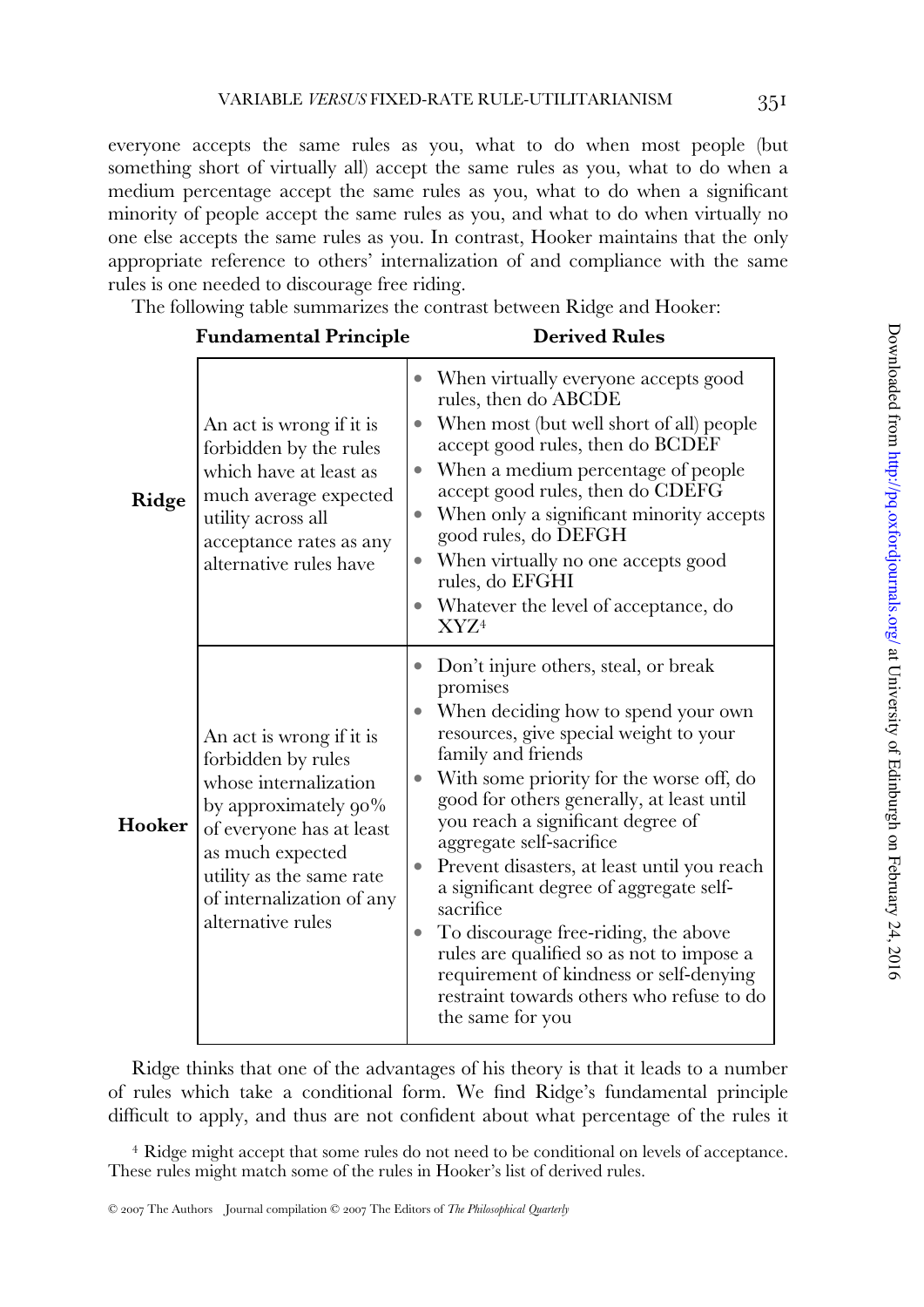everyone accepts the same rules as you, what to do when most people (but something short of virtually all) accept the same rules as you, what to do when a medium percentage accept the same rules as you, what to do when a significant minority of people accept the same rules as you, and what to do when virtually no one else accepts the same rules as you. In contrast, Hooker maintains that the only appropriate reference to others' internalization of and compliance with the same rules is one needed to discourage free riding.

The following table summarizes the contrast between Ridge and Hooker:

| | **Fundamental Principle** | **Derived Rules** |
|---|---|---|
| **Ridge** | An act is wrong if it is forbidden by the rules which have at least as much average expected utility across all acceptance rates as any alternative rules have | • When virtually everyone accepts good rules, then do ABCDE<br>• When most (but well short of all) people accept good rules, then do BCDEF<br>• When a medium percentage of people accept good rules, then do CDEFG<br>• When only a significant minority accepts good rules, do DEFGH<br>• When virtually no one accepts good rules, do EFGHI<br>• Whatever the level of acceptance, do XYZ[4] |
| **Hooker** | An act is wrong if it is forbidden by rules whose internalization by approximately 90% of everyone has at least as much expected utility as the same rate of internalization of any alternative rules | • Don't injure others, steal, or break promises<br>• When deciding how to spend your own resources, give special weight to your family and friends<br>• With some priority for the worse off, do good for others generally, at least until you reach a significant degree of aggregate self-sacrifice<br>• Prevent disasters, at least until you reach a significant degree of aggregate self-sacrifice<br>• To discourage free-riding, the above rules are qualified so as not to impose a requirement of kindness or self-denying restraint towards others who refuse to do the same for you |

Ridge thinks that one of the advantages of his theory is that it leads to a number of rules which take a conditional form. We find Ridge's fundamental principle difficult to apply, and thus are not confident about what percentage of the rules it

[4] Ridge might accept that some rules do not need to be conditional on levels of acceptance. These rules might match some of the rules in Hooker's list of derived rules.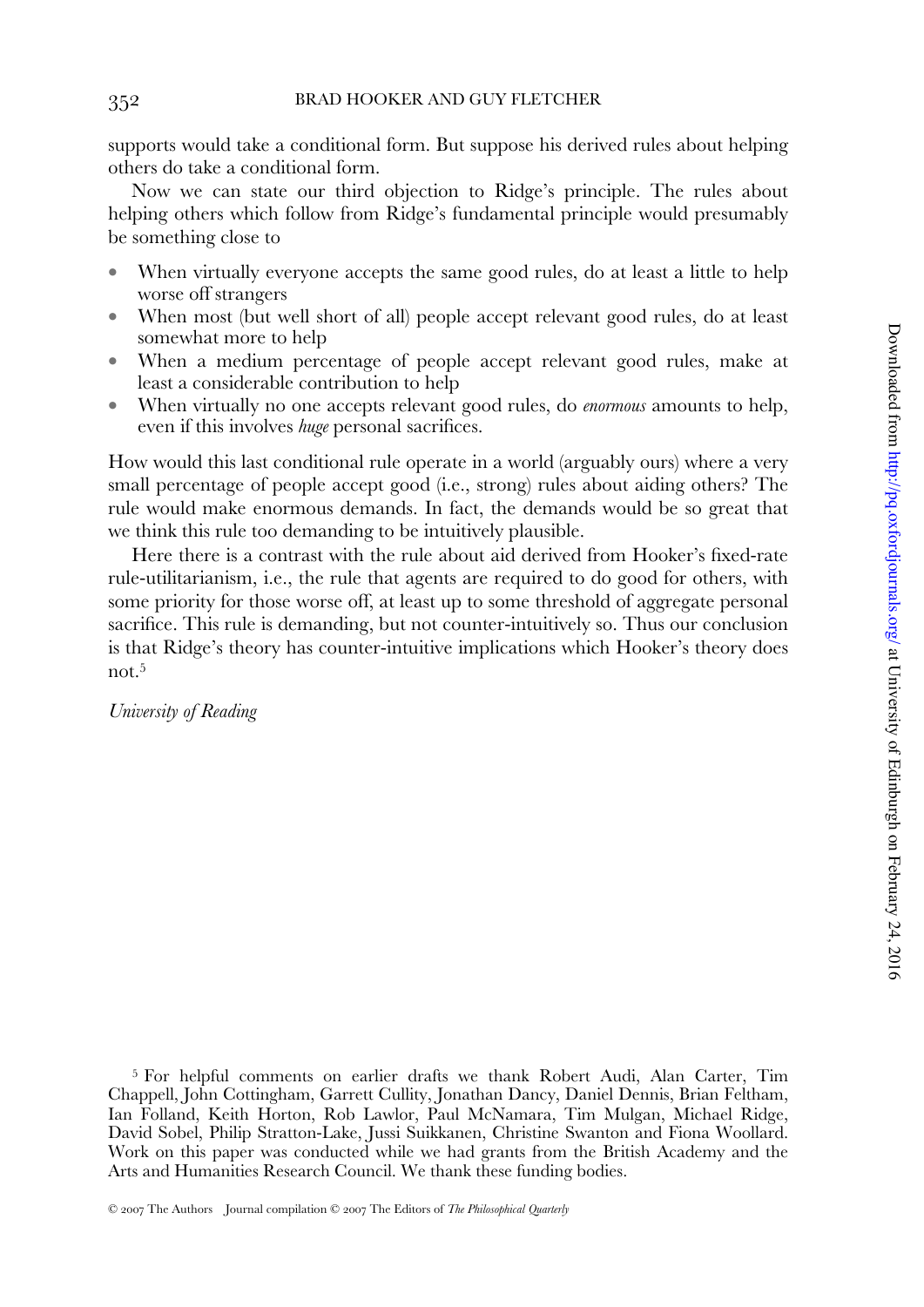supports would take a conditional form. But suppose his derived rules about helping others do take a conditional form.

Now we can state our third objection to Ridge's principle. The rules about helping others which follow from Ridge's fundamental principle would presumably be something close to

- When virtually everyone accepts the same good rules, do at least a little to help worse off strangers
- When most (but well short of all) people accept relevant good rules, do at least somewhat more to help
- When a medium percentage of people accept relevant good rules, make at least a considerable contribution to help
- When virtually no one accepts relevant good rules, do *enormous* amounts to help, even if this involves *huge* personal sacrifices.

How would this last conditional rule operate in a world (arguably ours) where a very small percentage of people accept good (i.e., strong) rules about aiding others? The rule would make enormous demands. In fact, the demands would be so great that we think this rule too demanding to be intuitively plausible.

Here there is a contrast with the rule about aid derived from Hooker's fixed-rate rule-utilitarianism, i.e., the rule that agents are required to do good for others, with some priority for those worse off, at least up to some threshold of aggregate personal sacrifice. This rule is demanding, but not counter-intuitively so. Thus our conclusion is that Ridge's theory has counter-intuitive implications which Hooker's theory does not.[5]

*University of Reading*

[5] For helpful comments on earlier drafts we thank Robert Audi, Alan Carter, Tim Chappell, John Cottingham, Garrett Cullity, Jonathan Dancy, Daniel Dennis, Brian Feltham, Ian Folland, Keith Horton, Rob Lawlor, Paul McNamara, Tim Mulgan, Michael Ridge, David Sobel, Philip Stratton-Lake, Jussi Suikkanen, Christine Swanton and Fiona Woollard. Work on this paper was conducted while we had grants from the British Academy and the Arts and Humanities Research Council. We thank these funding bodies.